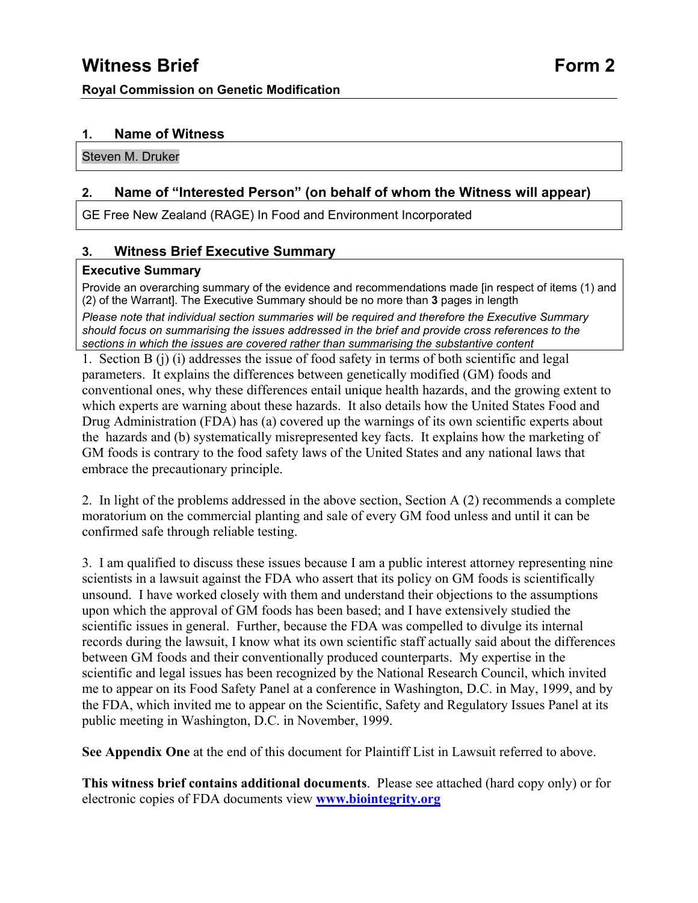# Witness Brief Form 2

**Royal Commission on Genetic Modification**

## 1. Name of Witness

Steven M. Druker

## 2. Name of "Interested Person" (on behalf of whom the Witness will appear)

GE Free New Zealand (RAGE) In Food and Environment Incorporated

## 3. Witness Brief Executive Summary

**Executive Summary**

Provide an overarching summary of the evidence and recommendations made [in respect of items (1) and (2) of the Warrant]. The Executive Summary should be no more than **3** pages in length

*Please note that individual section summaries will be required and therefore the Executive Summary should focus on summarising the issues addressed in the brief and provide cross references to the sections in which the issues are covered rather than summarising the substantive content*

1. Section B (j) (i) addresses the issue of food safety in terms of both scientific and legal parameters. It explains the differences between genetically modified (GM) foods and conventional ones, why these differences entail unique health hazards, and the growing extent to which experts are warning about these hazards. It also details how the United States Food and Drug Administration (FDA) has (a) covered up the warnings of its own scientific experts about the hazards and (b) systematically misrepresented key facts. It explains how the marketing of GM foods is contrary to the food safety laws of the United States and any national laws that embrace the precautionary principle.

2. In light of the problems addressed in the above section, Section A (2) recommends a complete moratorium on the commercial planting and sale of every GM food unless and until it can be confirmed safe through reliable testing.

3. I am qualified to discuss these issues because I am a public interest attorney representing nine scientists in a lawsuit against the FDA who assert that its policy on GM foods is scientifically unsound. I have worked closely with them and understand their objections to the assumptions upon which the approval of GM foods has been based; and I have extensively studied the scientific issues in general. Further, because the FDA was compelled to divulge its internal records during the lawsuit, I know what its own scientific staff actually said about the differences between GM foods and their conventionally produced counterparts. My expertise in the scientific and legal issues has been recognized by the National Research Council, which invited me to appear on its Food Safety Panel at a conference in Washington, D.C. in May, 1999, and by the FDA, which invited me to appear on the Scientific, Safety and Regulatory Issues Panel at its public meeting in Washington, D.C. in November, 1999.

**See Appendix One** at the end of this document for Plaintiff List in Lawsuit referred to above.

**This witness brief contains additional documents**. Please see attached (hard copy only) or for electronic copies of FDA documents view **www.biointegrity.org**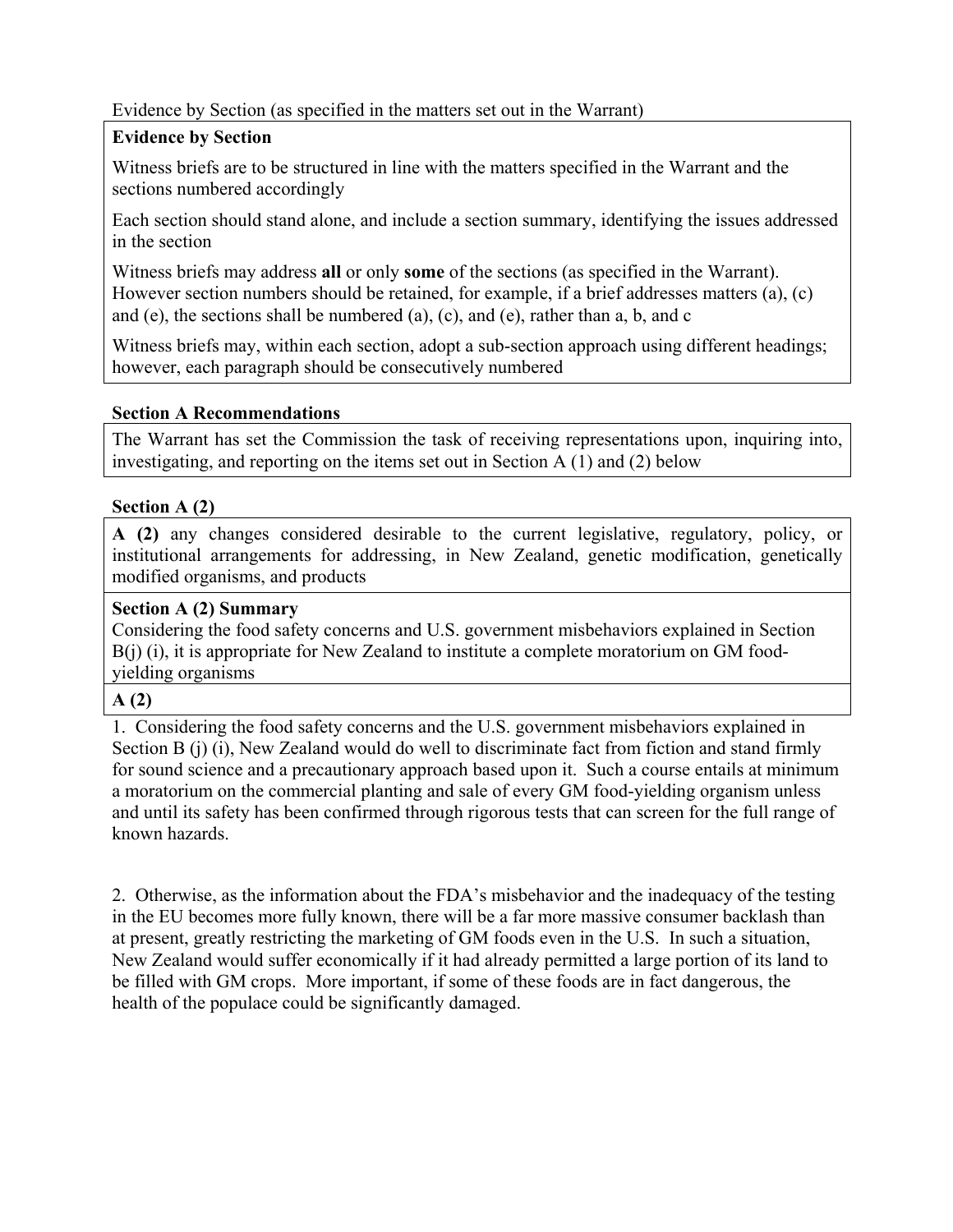Evidence by Section (as specified in the matters set out in the Warrant)

**Evidence by Section**

Witness briefs are to be structured in line with the matters specified in the Warrant and the sections numbered accordingly

Each section should stand alone, and include a section summary, identifying the issues addressed in the section

Witness briefs may address **all** or only **some** of the sections (as specified in the Warrant). However section numbers should be retained, for example, if a brief addresses matters (a), (c) and (e), the sections shall be numbered (a), (c), and (e), rather than a, b, and c

Witness briefs may, within each section, adopt a sub-section approach using different headings; however, each paragraph should be consecutively numbered

**Section A Recommendations**

The Warrant has set the Commission the task of receiving representations upon, inquiring into, investigating, and reporting on the items set out in Section A (1) and (2) below

**Section A (2)**

**A (2)** any changes considered desirable to the current legislative, regulatory, policy, or institutional arrangements for addressing, in New Zealand, genetic modification, genetically modified organisms, and products

**Section A (2) Summary**

Considering the food safety concerns and U.S. government misbehaviors explained in Section B(j) (i), it is appropriate for New Zealand to institute a complete moratorium on GM food-yielding organisms

**A (2)**

1. Considering the food safety concerns and the U.S. government misbehaviors explained in Section B (j) (i), New Zealand would do well to discriminate fact from fiction and stand firmly for sound science and a precautionary approach based upon it. Such a course entails at minimum a moratorium on the commercial planting and sale of every GM food-yielding organism unless and until its safety has been confirmed through rigorous tests that can screen for the full range of known hazards.

2. Otherwise, as the information about the FDA's misbehavior and the inadequacy of the testing in the EU becomes more fully known, there will be a far more massive consumer backlash than at present, greatly restricting the marketing of GM foods even in the U.S. In such a situation, New Zealand would suffer economically if it had already permitted a large portion of its land to be filled with GM crops. More important, if some of these foods are in fact dangerous, the health of the populace could be significantly damaged.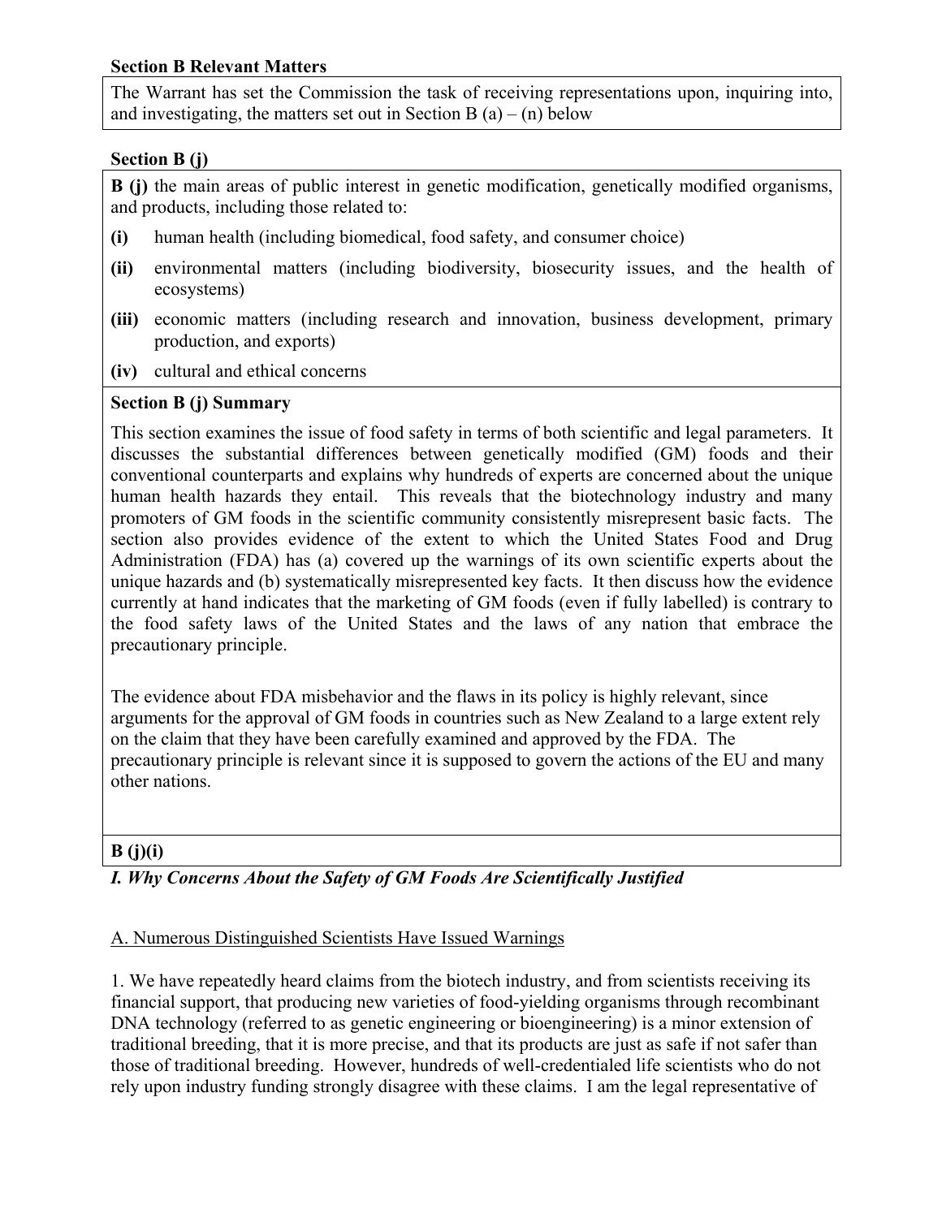**Section B Relevant Matters**

The Warrant has set the Commission the task of receiving representations upon, inquiring into, and investigating, the matters set out in Section B (a) – (n) below

**Section B (j)**

**B (j)** the main areas of public interest in genetic modification, genetically modified organisms, and products, including those related to:

- **(i)** human health (including biomedical, food safety, and consumer choice)
- **(ii)** environmental matters (including biodiversity, biosecurity issues, and the health of ecosystems)
- **(iii)** economic matters (including research and innovation, business development, primary production, and exports)
- **(iv)** cultural and ethical concerns

**Section B (j) Summary**

This section examines the issue of food safety in terms of both scientific and legal parameters. It discusses the substantial differences between genetically modified (GM) foods and their conventional counterparts and explains why hundreds of experts are concerned about the unique human health hazards they entail. This reveals that the biotechnology industry and many promoters of GM foods in the scientific community consistently misrepresent basic facts. The section also provides evidence of the extent to which the United States Food and Drug Administration (FDA) has (a) covered up the warnings of its own scientific experts about the unique hazards and (b) systematically misrepresented key facts. It then discuss how the evidence currently at hand indicates that the marketing of GM foods (even if fully labelled) is contrary to the food safety laws of the United States and the laws of any nation that embrace the precautionary principle.

The evidence about FDA misbehavior and the flaws in its policy is highly relevant, since arguments for the approval of GM foods in countries such as New Zealand to a large extent rely on the claim that they have been carefully examined and approved by the FDA. The precautionary principle is relevant since it is supposed to govern the actions of the EU and many other nations.

**B (j)(i)**

***I. Why Concerns About the Safety of GM Foods Are Scientifically Justified***

<u>A. Numerous Distinguished Scientists Have Issued Warnings</u>

1. We have repeatedly heard claims from the biotech industry, and from scientists receiving its financial support, that producing new varieties of food-yielding organisms through recombinant DNA technology (referred to as genetic engineering or bioengineering) is a minor extension of traditional breeding, that it is more precise, and that its products are just as safe if not safer than those of traditional breeding. However, hundreds of well-credentialed life scientists who do not rely upon industry funding strongly disagree with these claims. I am the legal representative of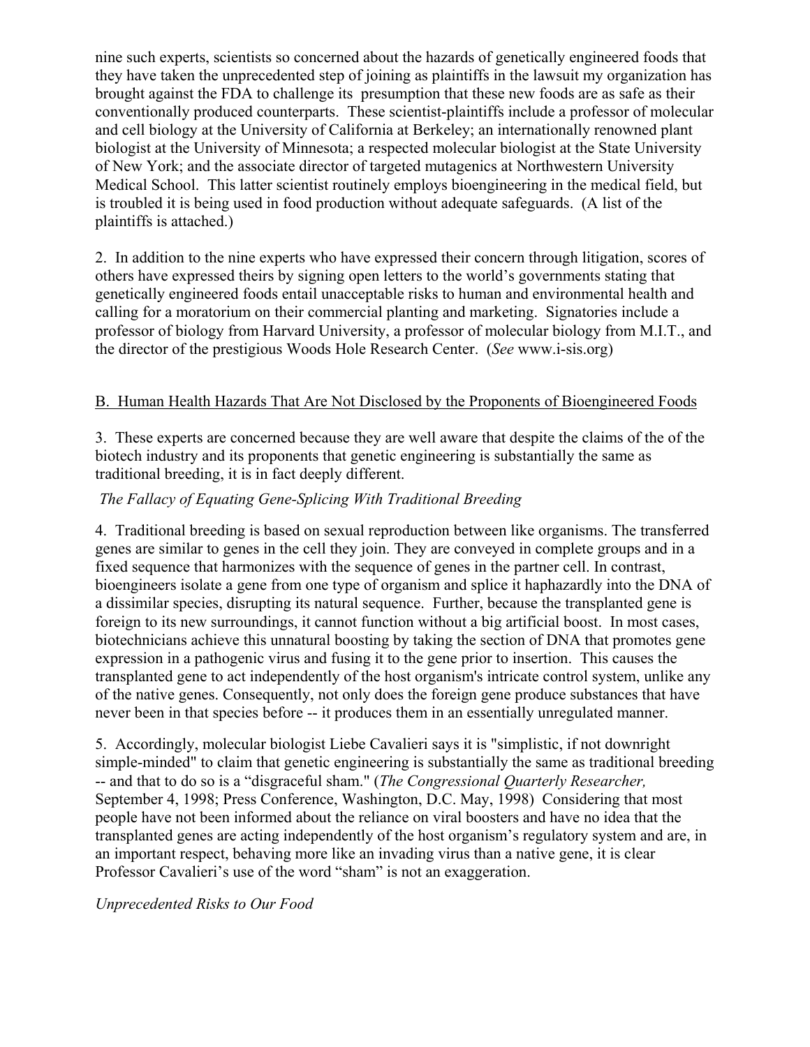nine such experts, scientists so concerned about the hazards of genetically engineered foods that they have taken the unprecedented step of joining as plaintiffs in the lawsuit my organization has brought against the FDA to challenge its presumption that these new foods are as safe as their conventionally produced counterparts. These scientist-plaintiffs include a professor of molecular and cell biology at the University of California at Berkeley; an internationally renowned plant biologist at the University of Minnesota; a respected molecular biologist at the State University of New York; and the associate director of targeted mutagenics at Northwestern University Medical School. This latter scientist routinely employs bioengineering in the medical field, but is troubled it is being used in food production without adequate safeguards. (A list of the plaintiffs is attached.)

2. In addition to the nine experts who have expressed their concern through litigation, scores of others have expressed theirs by signing open letters to the world's governments stating that genetically engineered foods entail unacceptable risks to human and environmental health and calling for a moratorium on their commercial planting and marketing. Signatories include a professor of biology from Harvard University, a professor of molecular biology from M.I.T., and the director of the prestigious Woods Hole Research Center. (*See* www.i-sis.org)

## B. Human Health Hazards That Are Not Disclosed by the Proponents of Bioengineered Foods

3. These experts are concerned because they are well aware that despite the claims of the of the biotech industry and its proponents that genetic engineering is substantially the same as traditional breeding, it is in fact deeply different.

### *The Fallacy of Equating Gene-Splicing With Traditional Breeding*

4. Traditional breeding is based on sexual reproduction between like organisms. The transferred genes are similar to genes in the cell they join. They are conveyed in complete groups and in a fixed sequence that harmonizes with the sequence of genes in the partner cell. In contrast, bioengineers isolate a gene from one type of organism and splice it haphazardly into the DNA of a dissimilar species, disrupting its natural sequence. Further, because the transplanted gene is foreign to its new surroundings, it cannot function without a big artificial boost. In most cases, biotechnicians achieve this unnatural boosting by taking the section of DNA that promotes gene expression in a pathogenic virus and fusing it to the gene prior to insertion. This causes the transplanted gene to act independently of the host organism's intricate control system, unlike any of the native genes. Consequently, not only does the foreign gene produce substances that have never been in that species before -- it produces them in an essentially unregulated manner.

5. Accordingly, molecular biologist Liebe Cavalieri says it is "simplistic, if not downright simple-minded" to claim that genetic engineering is substantially the same as traditional breeding -- and that to do so is a "disgraceful sham." (*The Congressional Quarterly Researcher,* September 4, 1998; Press Conference, Washington, D.C. May, 1998) Considering that most people have not been informed about the reliance on viral boosters and have no idea that the transplanted genes are acting independently of the host organism's regulatory system and are, in an important respect, behaving more like an invading virus than a native gene, it is clear Professor Cavalieri's use of the word "sham" is not an exaggeration.

### *Unprecedented Risks to Our Food*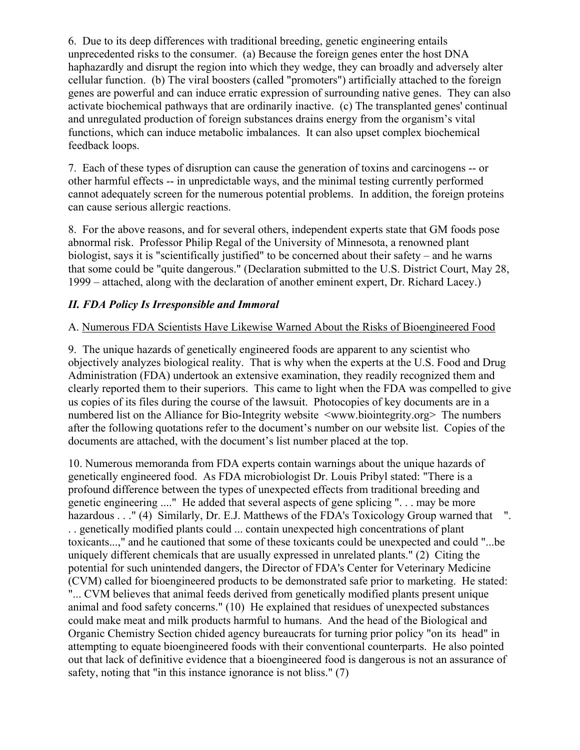6. Due to its deep differences with traditional breeding, genetic engineering entails unprecedented risks to the consumer. (a) Because the foreign genes enter the host DNA haphazardly and disrupt the region into which they wedge, they can broadly and adversely alter cellular function. (b) The viral boosters (called "promoters") artificially attached to the foreign genes are powerful and can induce erratic expression of surrounding native genes. They can also activate biochemical pathways that are ordinarily inactive. (c) The transplanted genes' continual and unregulated production of foreign substances drains energy from the organism's vital functions, which can induce metabolic imbalances. It can also upset complex biochemical feedback loops.

7. Each of these types of disruption can cause the generation of toxins and carcinogens -- or other harmful effects -- in unpredictable ways, and the minimal testing currently performed cannot adequately screen for the numerous potential problems. In addition, the foreign proteins can cause serious allergic reactions.

8. For the above reasons, and for several others, independent experts state that GM foods pose abnormal risk. Professor Philip Regal of the University of Minnesota, a renowned plant biologist, says it is "scientifically justified" to be concerned about their safety – and he warns that some could be "quite dangerous." (Declaration submitted to the U.S. District Court, May 28, 1999 – attached, along with the declaration of another eminent expert, Dr. Richard Lacey.)

## *II. FDA Policy Is Irresponsible and Immoral*

A. Numerous FDA Scientists Have Likewise Warned About the Risks of Bioengineered Food

9. The unique hazards of genetically engineered foods are apparent to any scientist who objectively analyzes biological reality. That is why when the experts at the U.S. Food and Drug Administration (FDA) undertook an extensive examination, they readily recognized them and clearly reported them to their superiors. This came to light when the FDA was compelled to give us copies of its files during the course of the lawsuit. Photocopies of key documents are in a numbered list on the Alliance for Bio-Integrity website <www.biointegrity.org> The numbers after the following quotations refer to the document's number on our website list. Copies of the documents are attached, with the document's list number placed at the top.

10. Numerous memoranda from FDA experts contain warnings about the unique hazards of genetically engineered food. As FDA microbiologist Dr. Louis Pribyl stated: "There is a profound difference between the types of unexpected effects from traditional breeding and genetic engineering ...." He added that several aspects of gene splicing ". . . may be more hazardous . . ." (4) Similarly, Dr. E.J. Matthews of the FDA's Toxicology Group warned that ". . . genetically modified plants could ... contain unexpected high concentrations of plant toxicants...," and he cautioned that some of these toxicants could be unexpected and could "...be uniquely different chemicals that are usually expressed in unrelated plants." (2) Citing the potential for such unintended dangers, the Director of FDA's Center for Veterinary Medicine (CVM) called for bioengineered products to be demonstrated safe prior to marketing. He stated: "... CVM believes that animal feeds derived from genetically modified plants present unique animal and food safety concerns." (10) He explained that residues of unexpected substances could make meat and milk products harmful to humans. And the head of the Biological and Organic Chemistry Section chided agency bureaucrats for turning prior policy "on its head" in attempting to equate bioengineered foods with their conventional counterparts. He also pointed out that lack of definitive evidence that a bioengineered food is dangerous is not an assurance of safety, noting that "in this instance ignorance is not bliss." (7)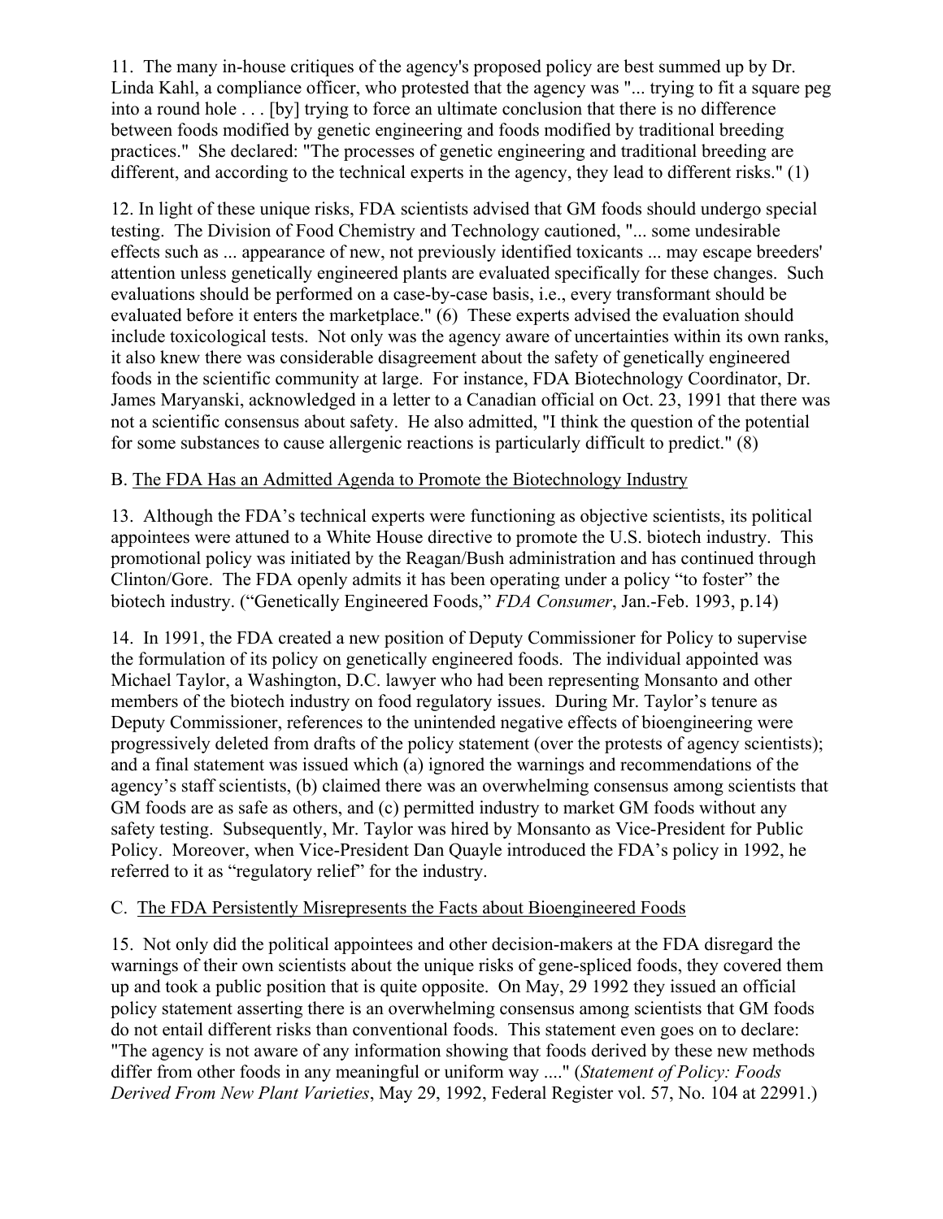11. The many in-house critiques of the agency's proposed policy are best summed up by Dr. Linda Kahl, a compliance officer, who protested that the agency was "... trying to fit a square peg into a round hole . . . [by] trying to force an ultimate conclusion that there is no difference between foods modified by genetic engineering and foods modified by traditional breeding practices." She declared: "The processes of genetic engineering and traditional breeding are different, and according to the technical experts in the agency, they lead to different risks." (1)

12. In light of these unique risks, FDA scientists advised that GM foods should undergo special testing. The Division of Food Chemistry and Technology cautioned, "... some undesirable effects such as ... appearance of new, not previously identified toxicants ... may escape breeders' attention unless genetically engineered plants are evaluated specifically for these changes. Such evaluations should be performed on a case-by-case basis, i.e., every transformant should be evaluated before it enters the marketplace." (6) These experts advised the evaluation should include toxicological tests. Not only was the agency aware of uncertainties within its own ranks, it also knew there was considerable disagreement about the safety of genetically engineered foods in the scientific community at large. For instance, FDA Biotechnology Coordinator, Dr. James Maryanski, acknowledged in a letter to a Canadian official on Oct. 23, 1991 that there was not a scientific consensus about safety. He also admitted, "I think the question of the potential for some substances to cause allergenic reactions is particularly difficult to predict." (8)

B. <u>The FDA Has an Admitted Agenda to Promote the Biotechnology Industry</u>

13. Although the FDA's technical experts were functioning as objective scientists, its political appointees were attuned to a White House directive to promote the U.S. biotech industry. This promotional policy was initiated by the Reagan/Bush administration and has continued through Clinton/Gore. The FDA openly admits it has been operating under a policy "to foster" the biotech industry. ("Genetically Engineered Foods," *FDA Consumer*, Jan.-Feb. 1993, p.14)

14. In 1991, the FDA created a new position of Deputy Commissioner for Policy to supervise the formulation of its policy on genetically engineered foods. The individual appointed was Michael Taylor, a Washington, D.C. lawyer who had been representing Monsanto and other members of the biotech industry on food regulatory issues. During Mr. Taylor's tenure as Deputy Commissioner, references to the unintended negative effects of bioengineering were progressively deleted from drafts of the policy statement (over the protests of agency scientists); and a final statement was issued which (a) ignored the warnings and recommendations of the agency's staff scientists, (b) claimed there was an overwhelming consensus among scientists that GM foods are as safe as others, and (c) permitted industry to market GM foods without any safety testing. Subsequently, Mr. Taylor was hired by Monsanto as Vice-President for Public Policy. Moreover, when Vice-President Dan Quayle introduced the FDA's policy in 1992, he referred to it as "regulatory relief" for the industry.

C. <u>The FDA Persistently Misrepresents the Facts about Bioengineered Foods</u>

15. Not only did the political appointees and other decision-makers at the FDA disregard the warnings of their own scientists about the unique risks of gene-spliced foods, they covered them up and took a public position that is quite opposite. On May, 29 1992 they issued an official policy statement asserting there is an overwhelming consensus among scientists that GM foods do not entail different risks than conventional foods. This statement even goes on to declare: "The agency is not aware of any information showing that foods derived by these new methods differ from other foods in any meaningful or uniform way ...." (*Statement of Policy: Foods Derived From New Plant Varieties*, May 29, 1992, Federal Register vol. 57, No. 104 at 22991.)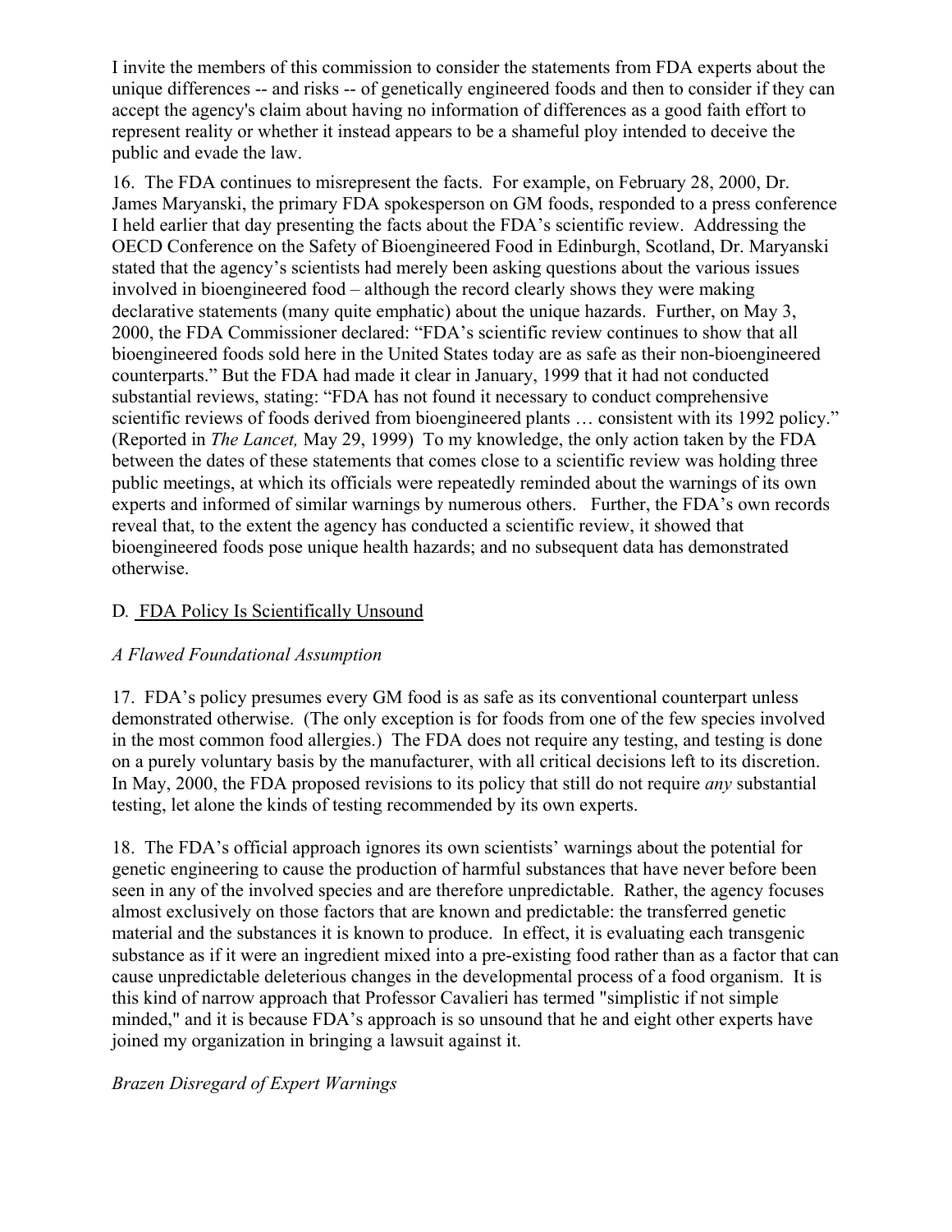I invite the members of this commission to consider the statements from FDA experts about the unique differences -- and risks -- of genetically engineered foods and then to consider if they can accept the agency's claim about having no information of differences as a good faith effort to represent reality or whether it instead appears to be a shameful ploy intended to deceive the public and evade the law.

16. The FDA continues to misrepresent the facts. For example, on February 28, 2000, Dr. James Maryanski, the primary FDA spokesperson on GM foods, responded to a press conference I held earlier that day presenting the facts about the FDA's scientific review. Addressing the OECD Conference on the Safety of Bioengineered Food in Edinburgh, Scotland, Dr. Maryanski stated that the agency's scientists had merely been asking questions about the various issues involved in bioengineered food – although the record clearly shows they were making declarative statements (many quite emphatic) about the unique hazards. Further, on May 3, 2000, the FDA Commissioner declared: "FDA's scientific review continues to show that all bioengineered foods sold here in the United States today are as safe as their non-bioengineered counterparts." But the FDA had made it clear in January, 1999 that it had not conducted substantial reviews, stating: "FDA has not found it necessary to conduct comprehensive scientific reviews of foods derived from bioengineered plants … consistent with its 1992 policy." (Reported in *The Lancet,* May 29, 1999) To my knowledge, the only action taken by the FDA between the dates of these statements that comes close to a scientific review was holding three public meetings, at which its officials were repeatedly reminded about the warnings of its own experts and informed of similar warnings by numerous others. Further, the FDA's own records reveal that, to the extent the agency has conducted a scientific review, it showed that bioengineered foods pose unique health hazards; and no subsequent data has demonstrated otherwise.

## D. FDA Policy Is Scientifically Unsound

### *A Flawed Foundational Assumption*

17. FDA's policy presumes every GM food is as safe as its conventional counterpart unless demonstrated otherwise. (The only exception is for foods from one of the few species involved in the most common food allergies.) The FDA does not require any testing, and testing is done on a purely voluntary basis by the manufacturer, with all critical decisions left to its discretion. In May, 2000, the FDA proposed revisions to its policy that still do not require *any* substantial testing, let alone the kinds of testing recommended by its own experts.

18. The FDA's official approach ignores its own scientists' warnings about the potential for genetic engineering to cause the production of harmful substances that have never before been seen in any of the involved species and are therefore unpredictable. Rather, the agency focuses almost exclusively on those factors that are known and predictable: the transferred genetic material and the substances it is known to produce. In effect, it is evaluating each transgenic substance as if it were an ingredient mixed into a pre-existing food rather than as a factor that can cause unpredictable deleterious changes in the developmental process of a food organism. It is this kind of narrow approach that Professor Cavalieri has termed "simplistic if not simple minded," and it is because FDA's approach is so unsound that he and eight other experts have joined my organization in bringing a lawsuit against it.

### *Brazen Disregard of Expert Warnings*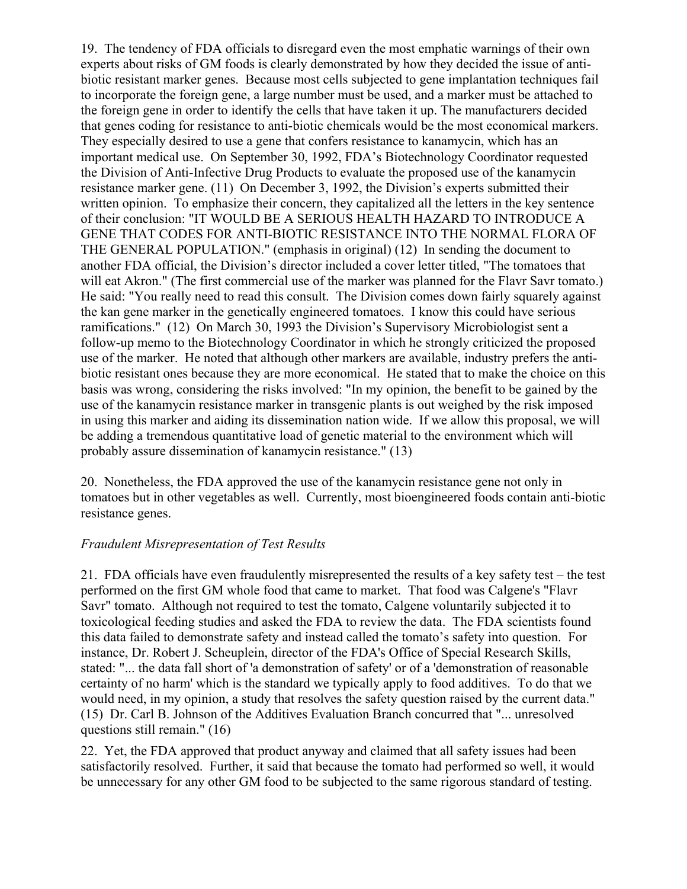19. The tendency of FDA officials to disregard even the most emphatic warnings of their own experts about risks of GM foods is clearly demonstrated by how they decided the issue of anti-biotic resistant marker genes. Because most cells subjected to gene implantation techniques fail to incorporate the foreign gene, a large number must be used, and a marker must be attached to the foreign gene in order to identify the cells that have taken it up. The manufacturers decided that genes coding for resistance to anti-biotic chemicals would be the most economical markers. They especially desired to use a gene that confers resistance to kanamycin, which has an important medical use. On September 30, 1992, FDA's Biotechnology Coordinator requested the Division of Anti-Infective Drug Products to evaluate the proposed use of the kanamycin resistance marker gene. (11) On December 3, 1992, the Division's experts submitted their written opinion. To emphasize their concern, they capitalized all the letters in the key sentence of their conclusion: "IT WOULD BE A SERIOUS HEALTH HAZARD TO INTRODUCE A GENE THAT CODES FOR ANTI-BIOTIC RESISTANCE INTO THE NORMAL FLORA OF THE GENERAL POPULATION." (emphasis in original) (12) In sending the document to another FDA official, the Division's director included a cover letter titled, "The tomatoes that will eat Akron." (The first commercial use of the marker was planned for the Flavr Savr tomato.) He said: "You really need to read this consult. The Division comes down fairly squarely against the kan gene marker in the genetically engineered tomatoes. I know this could have serious ramifications." (12) On March 30, 1993 the Division's Supervisory Microbiologist sent a follow-up memo to the Biotechnology Coordinator in which he strongly criticized the proposed use of the marker. He noted that although other markers are available, industry prefers the anti-biotic resistant ones because they are more economical. He stated that to make the choice on this basis was wrong, considering the risks involved: "In my opinion, the benefit to be gained by the use of the kanamycin resistance marker in transgenic plants is out weighed by the risk imposed in using this marker and aiding its dissemination nation wide. If we allow this proposal, we will be adding a tremendous quantitative load of genetic material to the environment which will probably assure dissemination of kanamycin resistance." (13)

20. Nonetheless, the FDA approved the use of the kanamycin resistance gene not only in tomatoes but in other vegetables as well. Currently, most bioengineered foods contain anti-biotic resistance genes.

*Fraudulent Misrepresentation of Test Results*

21. FDA officials have even fraudulently misrepresented the results of a key safety test – the test performed on the first GM whole food that came to market. That food was Calgene's "Flavr Savr" tomato. Although not required to test the tomato, Calgene voluntarily subjected it to toxicological feeding studies and asked the FDA to review the data. The FDA scientists found this data failed to demonstrate safety and instead called the tomato's safety into question. For instance, Dr. Robert J. Scheuplein, director of the FDA's Office of Special Research Skills, stated: "... the data fall short of 'a demonstration of safety' or of a 'demonstration of reasonable certainty of no harm' which is the standard we typically apply to food additives. To do that we would need, in my opinion, a study that resolves the safety question raised by the current data." (15) Dr. Carl B. Johnson of the Additives Evaluation Branch concurred that "... unresolved questions still remain." (16)

22. Yet, the FDA approved that product anyway and claimed that all safety issues had been satisfactorily resolved. Further, it said that because the tomato had performed so well, it would be unnecessary for any other GM food to be subjected to the same rigorous standard of testing.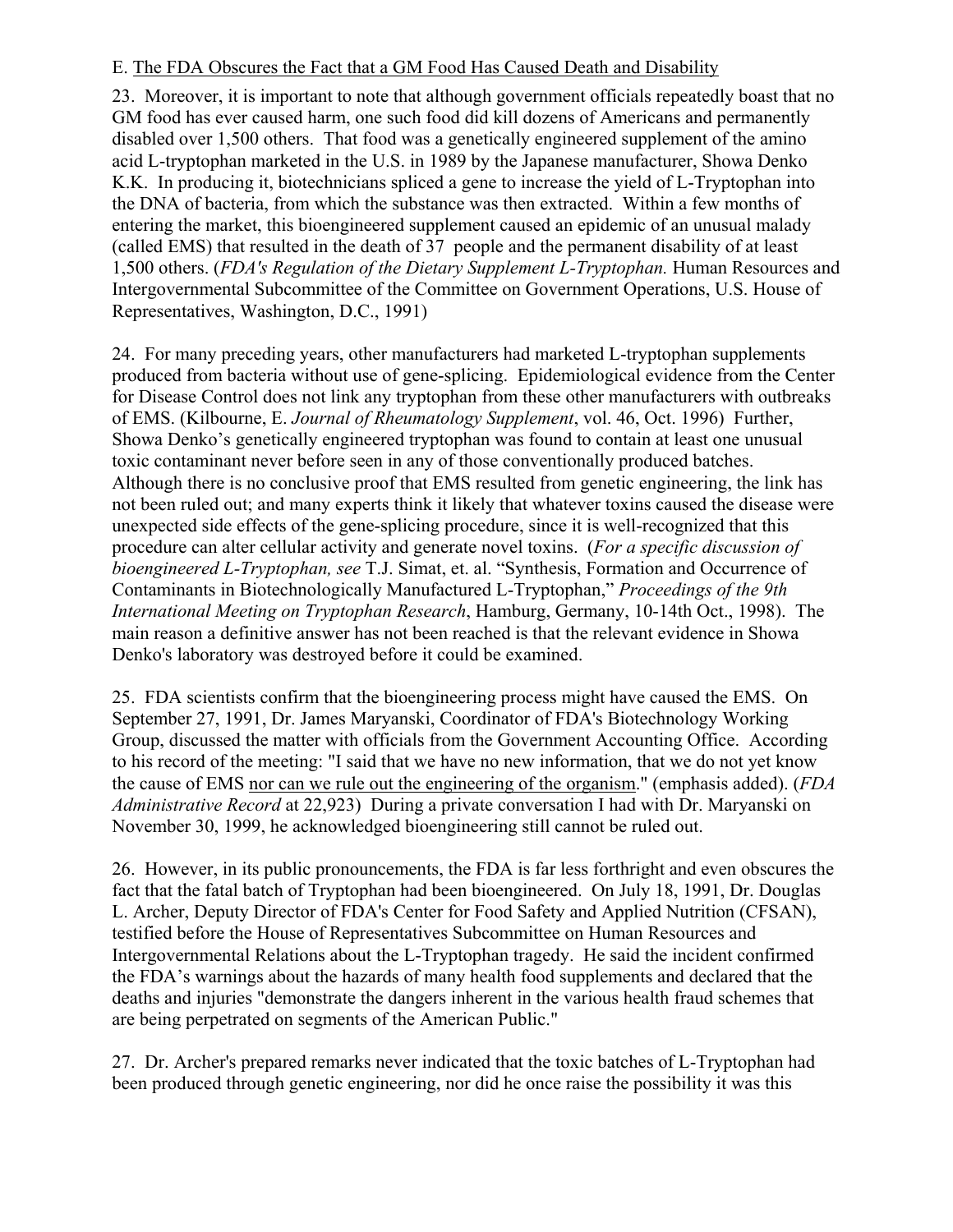E. <u>The FDA Obscures the Fact that a GM Food Has Caused Death and Disability</u>

23. Moreover, it is important to note that although government officials repeatedly boast that no GM food has ever caused harm, one such food did kill dozens of Americans and permanently disabled over 1,500 others. That food was a genetically engineered supplement of the amino acid L-tryptophan marketed in the U.S. in 1989 by the Japanese manufacturer, Showa Denko K.K. In producing it, biotechnicians spliced a gene to increase the yield of L-Tryptophan into the DNA of bacteria, from which the substance was then extracted. Within a few months of entering the market, this bioengineered supplement caused an epidemic of an unusual malady (called EMS) that resulted in the death of 37 people and the permanent disability of at least 1,500 others. (*FDA's Regulation of the Dietary Supplement L-Tryptophan.* Human Resources and Intergovernmental Subcommittee of the Committee on Government Operations, U.S. House of Representatives, Washington, D.C., 1991)

24. For many preceding years, other manufacturers had marketed L-tryptophan supplements produced from bacteria without use of gene-splicing. Epidemiological evidence from the Center for Disease Control does not link any tryptophan from these other manufacturers with outbreaks of EMS. (Kilbourne, E. *Journal of Rheumatology Supplement*, vol. 46, Oct. 1996) Further, Showa Denko's genetically engineered tryptophan was found to contain at least one unusual toxic contaminant never before seen in any of those conventionally produced batches. Although there is no conclusive proof that EMS resulted from genetic engineering, the link has not been ruled out; and many experts think it likely that whatever toxins caused the disease were unexpected side effects of the gene-splicing procedure, since it is well-recognized that this procedure can alter cellular activity and generate novel toxins. (*For a specific discussion of bioengineered L-Tryptophan, see* T.J. Simat, et. al. "Synthesis, Formation and Occurrence of Contaminants in Biotechnologically Manufactured L-Tryptophan," *Proceedings of the 9th International Meeting on Tryptophan Research*, Hamburg, Germany, 10-14th Oct., 1998). The main reason a definitive answer has not been reached is that the relevant evidence in Showa Denko's laboratory was destroyed before it could be examined.

25. FDA scientists confirm that the bioengineering process might have caused the EMS. On September 27, 1991, Dr. James Maryanski, Coordinator of FDA's Biotechnology Working Group, discussed the matter with officials from the Government Accounting Office. According to his record of the meeting: "I said that we have no new information, that we do not yet know the cause of EMS <u>nor can we rule out the engineering of the organism</u>." (emphasis added). (*FDA Administrative Record* at 22,923) During a private conversation I had with Dr. Maryanski on November 30, 1999, he acknowledged bioengineering still cannot be ruled out.

26. However, in its public pronouncements, the FDA is far less forthright and even obscures the fact that the fatal batch of Tryptophan had been bioengineered. On July 18, 1991, Dr. Douglas L. Archer, Deputy Director of FDA's Center for Food Safety and Applied Nutrition (CFSAN), testified before the House of Representatives Subcommittee on Human Resources and Intergovernmental Relations about the L-Tryptophan tragedy. He said the incident confirmed the FDA's warnings about the hazards of many health food supplements and declared that the deaths and injuries "demonstrate the dangers inherent in the various health fraud schemes that are being perpetrated on segments of the American Public."

27. Dr. Archer's prepared remarks never indicated that the toxic batches of L-Tryptophan had been produced through genetic engineering, nor did he once raise the possibility it was this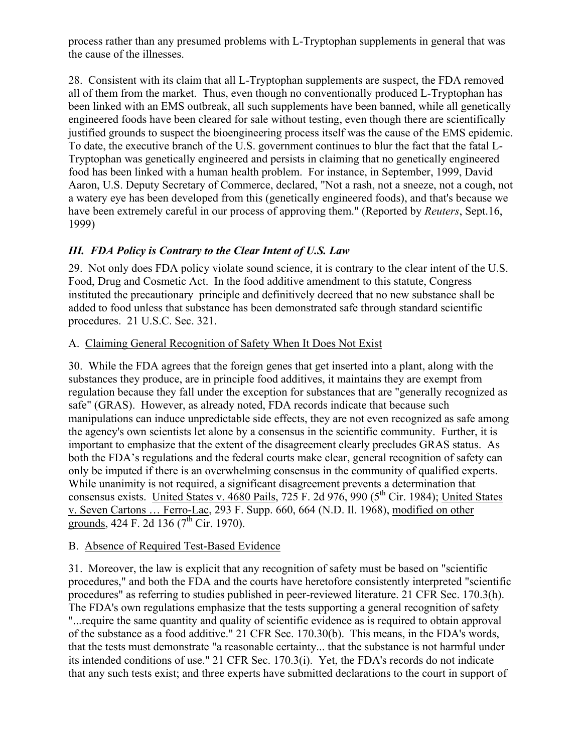process rather than any presumed problems with L-Tryptophan supplements in general that was the cause of the illnesses.

28. Consistent with its claim that all L-Tryptophan supplements are suspect, the FDA removed all of them from the market. Thus, even though no conventionally produced L-Tryptophan has been linked with an EMS outbreak, all such supplements have been banned, while all genetically engineered foods have been cleared for sale without testing, even though there are scientifically justified grounds to suspect the bioengineering process itself was the cause of the EMS epidemic. To date, the executive branch of the U.S. government continues to blur the fact that the fatal L-Tryptophan was genetically engineered and persists in claiming that no genetically engineered food has been linked with a human health problem. For instance, in September, 1999, David Aaron, U.S. Deputy Secretary of Commerce, declared, "Not a rash, not a sneeze, not a cough, not a watery eye has been developed from this (genetically engineered foods), and that's because we have been extremely careful in our process of approving them." (Reported by *Reuters*, Sept.16, 1999)

### *III. FDA Policy is Contrary to the Clear Intent of U.S. Law*

29. Not only does FDA policy violate sound science, it is contrary to the clear intent of the U.S. Food, Drug and Cosmetic Act. In the food additive amendment to this statute, Congress instituted the precautionary principle and definitively decreed that no new substance shall be added to food unless that substance has been demonstrated safe through standard scientific procedures. 21 U.S.C. Sec. 321.

A. Claiming General Recognition of Safety When It Does Not Exist

30. While the FDA agrees that the foreign genes that get inserted into a plant, along with the substances they produce, are in principle food additives, it maintains they are exempt from regulation because they fall under the exception for substances that are "generally recognized as safe" (GRAS). However, as already noted, FDA records indicate that because such manipulations can induce unpredictable side effects, they are not even recognized as safe among the agency's own scientists let alone by a consensus in the scientific community. Further, it is important to emphasize that the extent of the disagreement clearly precludes GRAS status. As both the FDA's regulations and the federal courts make clear, general recognition of safety can only be imputed if there is an overwhelming consensus in the community of qualified experts. While unanimity is not required, a significant disagreement prevents a determination that consensus exists. United States v. 4680 Pails, 725 F. 2d 976, 990 (5th Cir. 1984); United States v. Seven Cartons … Ferro-Lac, 293 F. Supp. 660, 664 (N.D. Il. 1968), modified on other grounds, 424 F. 2d 136 (7th Cir. 1970).

B. Absence of Required Test-Based Evidence

31. Moreover, the law is explicit that any recognition of safety must be based on "scientific procedures," and both the FDA and the courts have heretofore consistently interpreted "scientific procedures" as referring to studies published in peer-reviewed literature. 21 CFR Sec. 170.3(h). The FDA's own regulations emphasize that the tests supporting a general recognition of safety "...require the same quantity and quality of scientific evidence as is required to obtain approval of the substance as a food additive." 21 CFR Sec. 170.30(b). This means, in the FDA's words, that the tests must demonstrate "a reasonable certainty... that the substance is not harmful under its intended conditions of use." 21 CFR Sec. 170.3(i). Yet, the FDA's records do not indicate that any such tests exist; and three experts have submitted declarations to the court in support of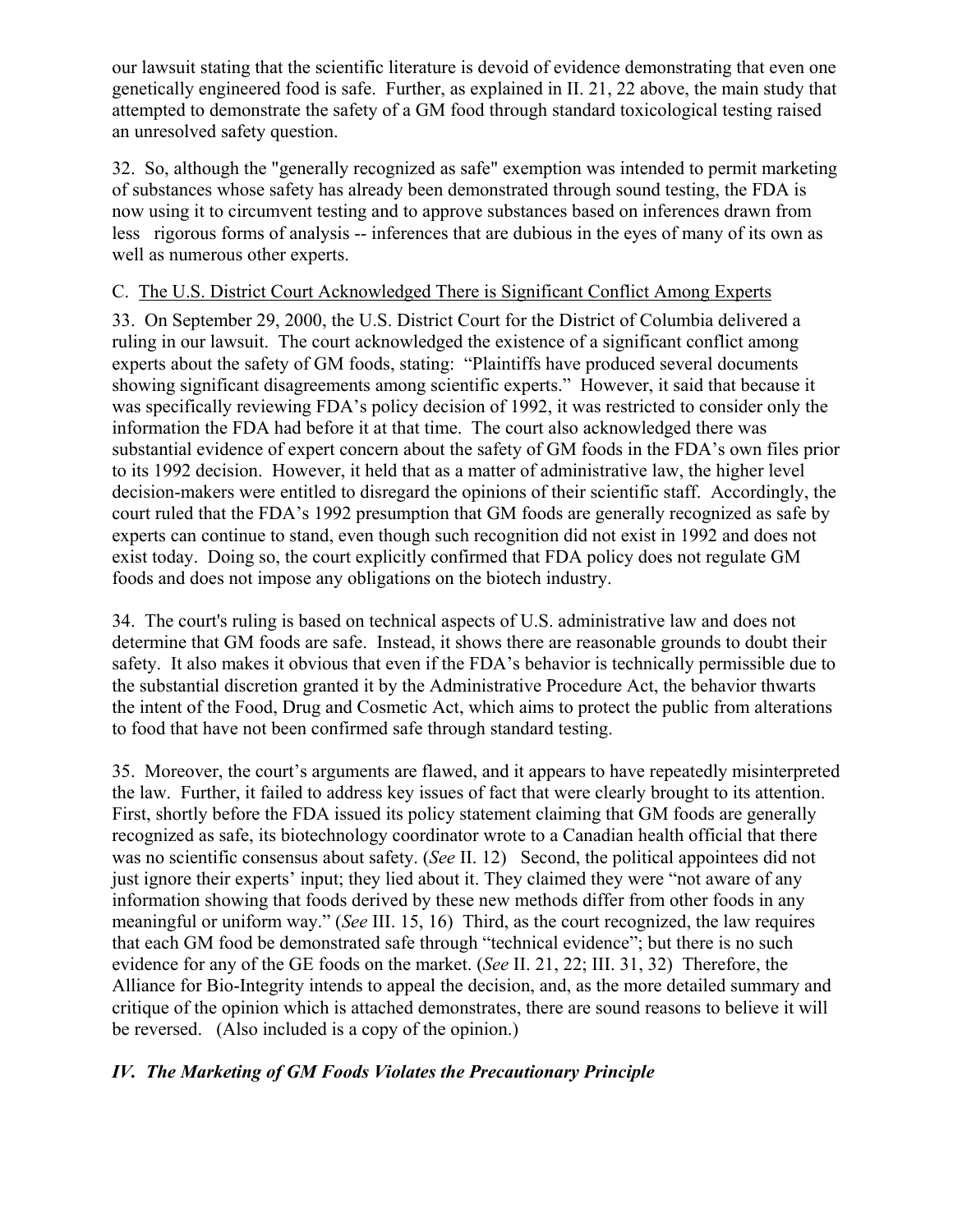our lawsuit stating that the scientific literature is devoid of evidence demonstrating that even one genetically engineered food is safe. Further, as explained in II. 21, 22 above, the main study that attempted to demonstrate the safety of a GM food through standard toxicological testing raised an unresolved safety question.

32. So, although the "generally recognized as safe" exemption was intended to permit marketing of substances whose safety has already been demonstrated through sound testing, the FDA is now using it to circumvent testing and to approve substances based on inferences drawn from less rigorous forms of analysis -- inferences that are dubious in the eyes of many of its own as well as numerous other experts.

C. <u>The U.S. District Court Acknowledged There is Significant Conflict Among Experts</u>

33. On September 29, 2000, the U.S. District Court for the District of Columbia delivered a ruling in our lawsuit. The court acknowledged the existence of a significant conflict among experts about the safety of GM foods, stating: "Plaintiffs have produced several documents showing significant disagreements among scientific experts." However, it said that because it was specifically reviewing FDA's policy decision of 1992, it was restricted to consider only the information the FDA had before it at that time. The court also acknowledged there was substantial evidence of expert concern about the safety of GM foods in the FDA's own files prior to its 1992 decision. However, it held that as a matter of administrative law, the higher level decision-makers were entitled to disregard the opinions of their scientific staff. Accordingly, the court ruled that the FDA's 1992 presumption that GM foods are generally recognized as safe by experts can continue to stand, even though such recognition did not exist in 1992 and does not exist today. Doing so, the court explicitly confirmed that FDA policy does not regulate GM foods and does not impose any obligations on the biotech industry.

34. The court's ruling is based on technical aspects of U.S. administrative law and does not determine that GM foods are safe. Instead, it shows there are reasonable grounds to doubt their safety. It also makes it obvious that even if the FDA's behavior is technically permissible due to the substantial discretion granted it by the Administrative Procedure Act, the behavior thwarts the intent of the Food, Drug and Cosmetic Act, which aims to protect the public from alterations to food that have not been confirmed safe through standard testing.

35. Moreover, the court's arguments are flawed, and it appears to have repeatedly misinterpreted the law. Further, it failed to address key issues of fact that were clearly brought to its attention. First, shortly before the FDA issued its policy statement claiming that GM foods are generally recognized as safe, its biotechnology coordinator wrote to a Canadian health official that there was no scientific consensus about safety. (*See* II. 12) Second, the political appointees did not just ignore their experts' input; they lied about it. They claimed they were "not aware of any information showing that foods derived by these new methods differ from other foods in any meaningful or uniform way." (*See* III. 15, 16) Third, as the court recognized, the law requires that each GM food be demonstrated safe through "technical evidence"; but there is no such evidence for any of the GE foods on the market. (*See* II. 21, 22; III. 31, 32) Therefore, the Alliance for Bio-Integrity intends to appeal the decision, and, as the more detailed summary and critique of the opinion which is attached demonstrates, there are sound reasons to believe it will be reversed. (Also included is a copy of the opinion.)

### *IV. The Marketing of GM Foods Violates the Precautionary Principle*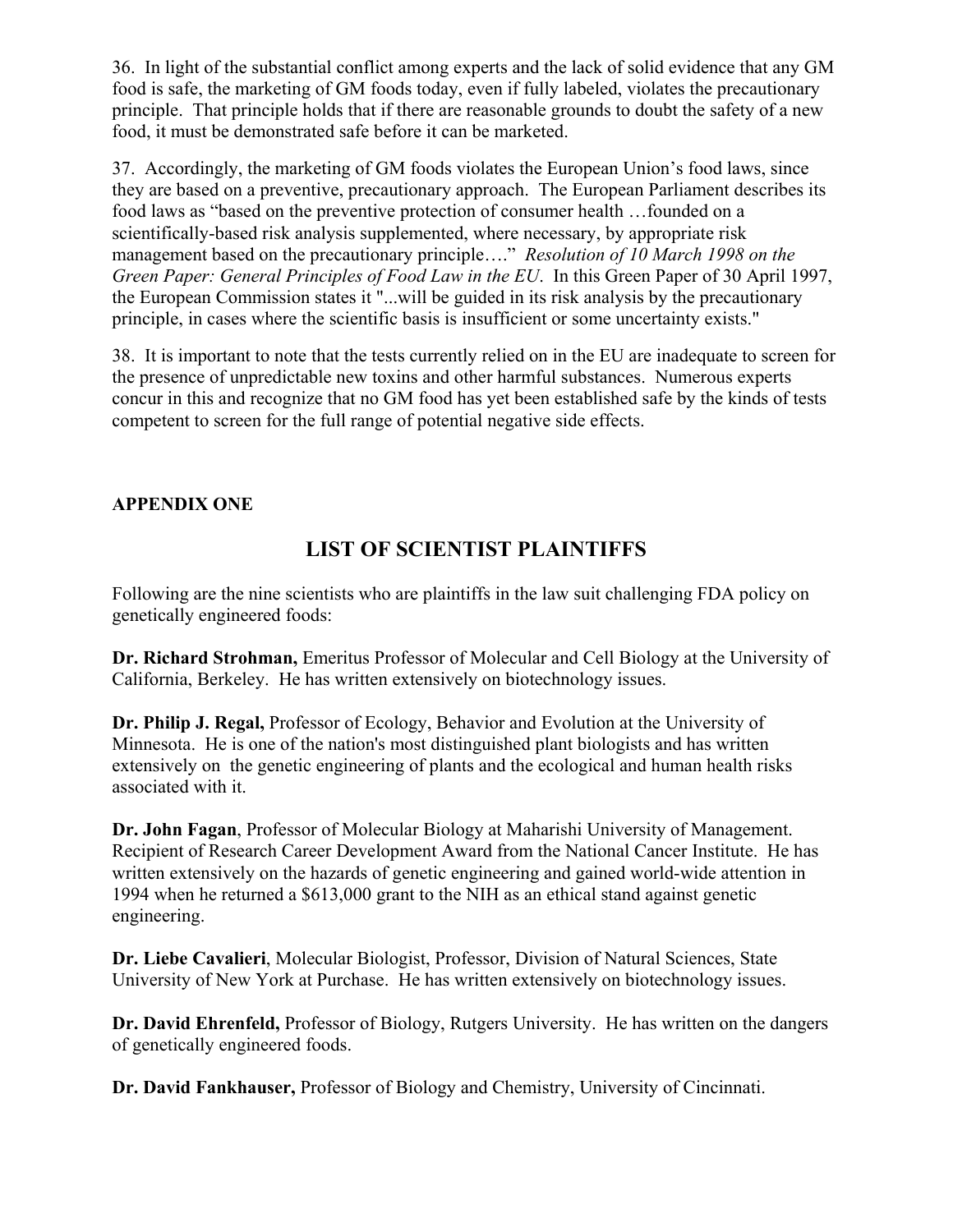36. In light of the substantial conflict among experts and the lack of solid evidence that any GM food is safe, the marketing of GM foods today, even if fully labeled, violates the precautionary principle. That principle holds that if there are reasonable grounds to doubt the safety of a new food, it must be demonstrated safe before it can be marketed.

37. Accordingly, the marketing of GM foods violates the European Union's food laws, since they are based on a preventive, precautionary approach. The European Parliament describes its food laws as "based on the preventive protection of consumer health …founded on a scientifically-based risk analysis supplemented, where necessary, by appropriate risk management based on the precautionary principle…." *Resolution of 10 March 1998 on the Green Paper: General Principles of Food Law in the EU*. In this Green Paper of 30 April 1997, the European Commission states it "...will be guided in its risk analysis by the precautionary principle, in cases where the scientific basis is insufficient or some uncertainty exists."

38. It is important to note that the tests currently relied on in the EU are inadequate to screen for the presence of unpredictable new toxins and other harmful substances. Numerous experts concur in this and recognize that no GM food has yet been established safe by the kinds of tests competent to screen for the full range of potential negative side effects.

**APPENDIX ONE**

## LIST OF SCIENTIST PLAINTIFFS

Following are the nine scientists who are plaintiffs in the law suit challenging FDA policy on genetically engineered foods:

**Dr. Richard Strohman,** Emeritus Professor of Molecular and Cell Biology at the University of California, Berkeley. He has written extensively on biotechnology issues.

**Dr. Philip J. Regal,** Professor of Ecology, Behavior and Evolution at the University of Minnesota. He is one of the nation's most distinguished plant biologists and has written extensively on the genetic engineering of plants and the ecological and human health risks associated with it.

**Dr. John Fagan**, Professor of Molecular Biology at Maharishi University of Management. Recipient of Research Career Development Award from the National Cancer Institute. He has written extensively on the hazards of genetic engineering and gained world-wide attention in 1994 when he returned a $613,000 grant to the NIH as an ethical stand against genetic engineering.

**Dr. Liebe Cavalieri**, Molecular Biologist, Professor, Division of Natural Sciences, State University of New York at Purchase. He has written extensively on biotechnology issues.

**Dr. David Ehrenfeld,** Professor of Biology, Rutgers University. He has written on the dangers of genetically engineered foods.

**Dr. David Fankhauser,** Professor of Biology and Chemistry, University of Cincinnati.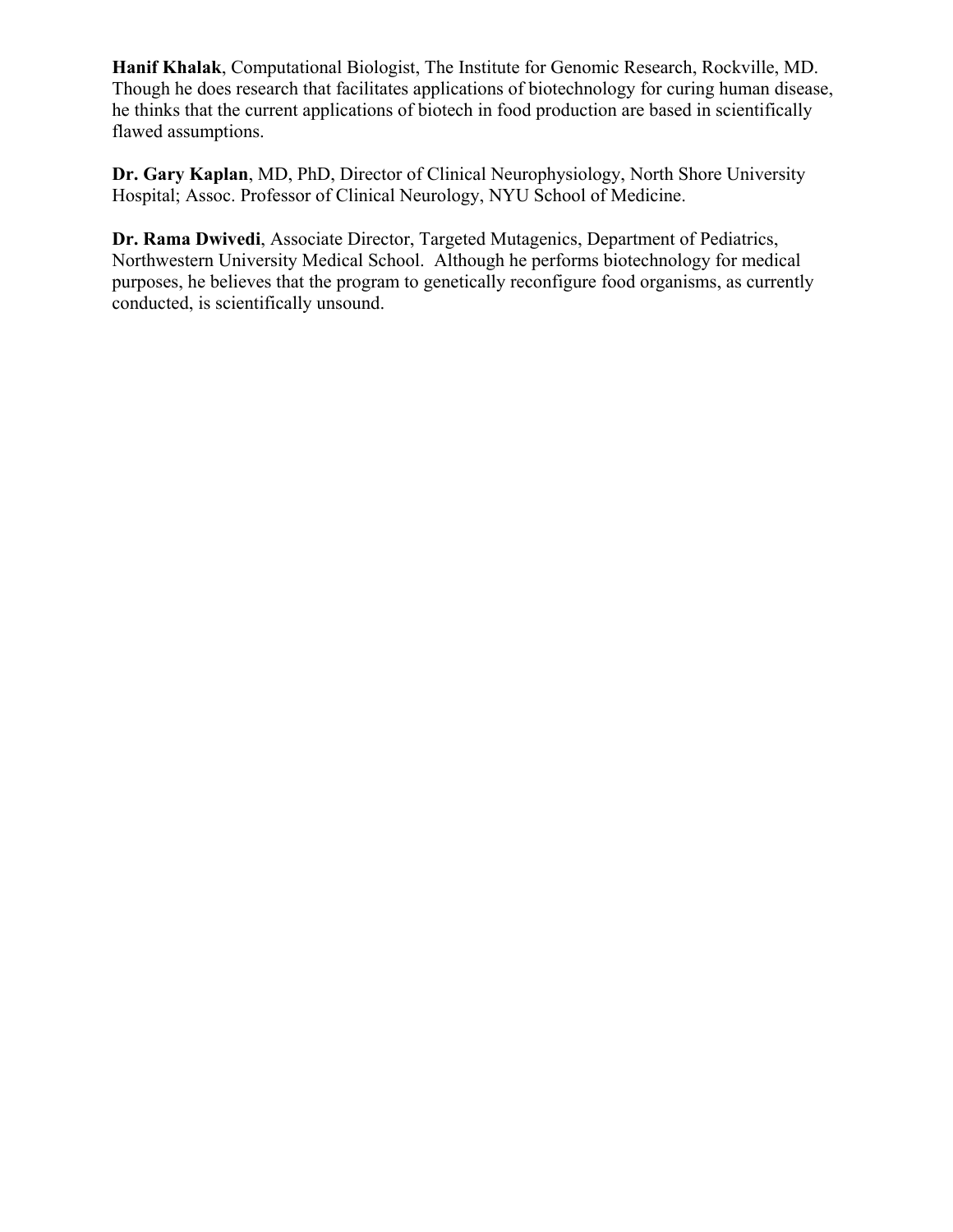**Hanif Khalak**, Computational Biologist, The Institute for Genomic Research, Rockville, MD. Though he does research that facilitates applications of biotechnology for curing human disease, he thinks that the current applications of biotech in food production are based in scientifically flawed assumptions.

**Dr. Gary Kaplan**, MD, PhD, Director of Clinical Neurophysiology, North Shore University Hospital; Assoc. Professor of Clinical Neurology, NYU School of Medicine.

**Dr. Rama Dwivedi**, Associate Director, Targeted Mutagenics, Department of Pediatrics, Northwestern University Medical School. Although he performs biotechnology for medical purposes, he believes that the program to genetically reconfigure food organisms, as currently conducted, is scientifically unsound.